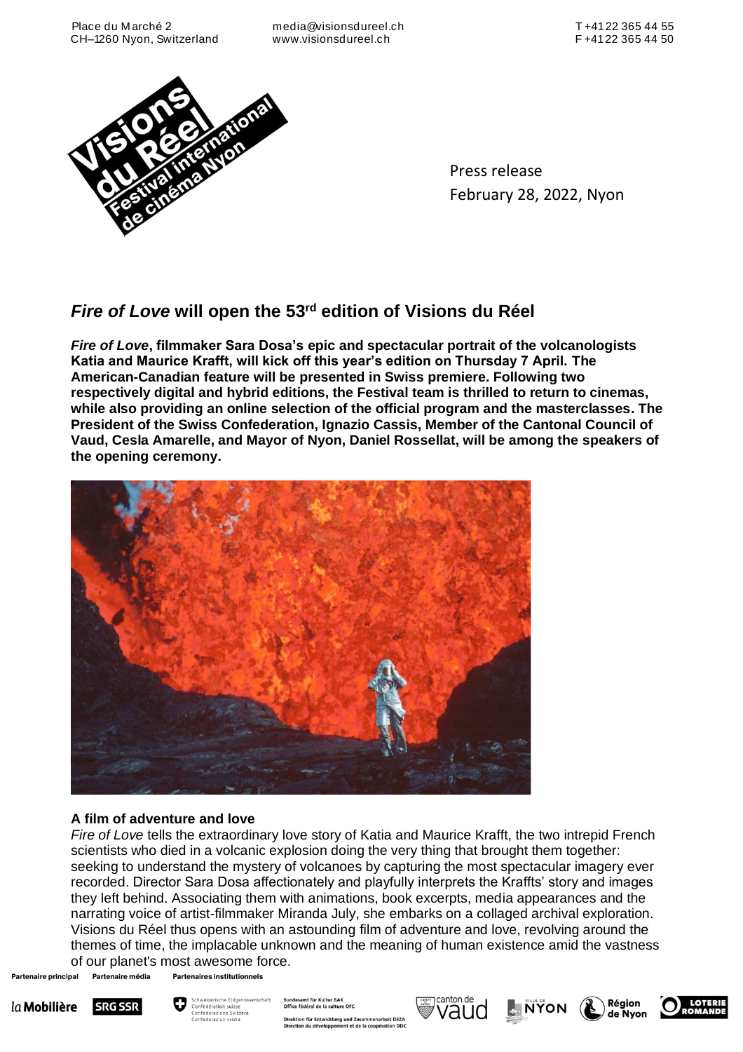Place du Marché 2
CH–1260 Nyon, Switzerland

media@visionsdureel.ch
www.visionsdureel.ch

T +41 22 365 44 55
F +41 22 365 44 50

Press release
February 28, 2022, Nyon

# *Fire of Love* will open the 53rd edition of Visions du Réel

***Fire of Love*, filmmaker Sara Dosa's epic and spectacular portrait of the volcanologists Katia and Maurice Krafft, will kick off this year's edition on Thursday 7 April. The American-Canadian feature will be presented in Swiss premiere. Following two respectively digital and hybrid editions, the Festival team is thrilled to return to cinemas, while also providing an online selection of the official program and the masterclasses. The President of the Swiss Confederation, Ignazio Cassis, Member of the Cantonal Council of Vaud, Cesla Amarelle, and Mayor of Nyon, Daniel Rossellat, will be among the speakers of the opening ceremony.**

## A film of adventure and love

*Fire of Love* tells the extraordinary love story of Katia and Maurice Krafft, the two intrepid French scientists who died in a volcanic explosion doing the very thing that brought them together: seeking to understand the mystery of volcanoes by capturing the most spectacular imagery ever recorded. Director Sara Dosa affectionately and playfully interprets the Kraffts' story and images they left behind. Associating them with animations, book excerpts, media appearances and the narrating voice of artist-filmmaker Miranda July, she embarks on a collaged archival exploration. Visions du Réel thus opens with an astounding film of adventure and love, revolving around the themes of time, the implacable unknown and the meaning of human existence amid the vastness of our planet's most awesome force.

Partenaire principal | Partenaire média | Partenaires institutionnels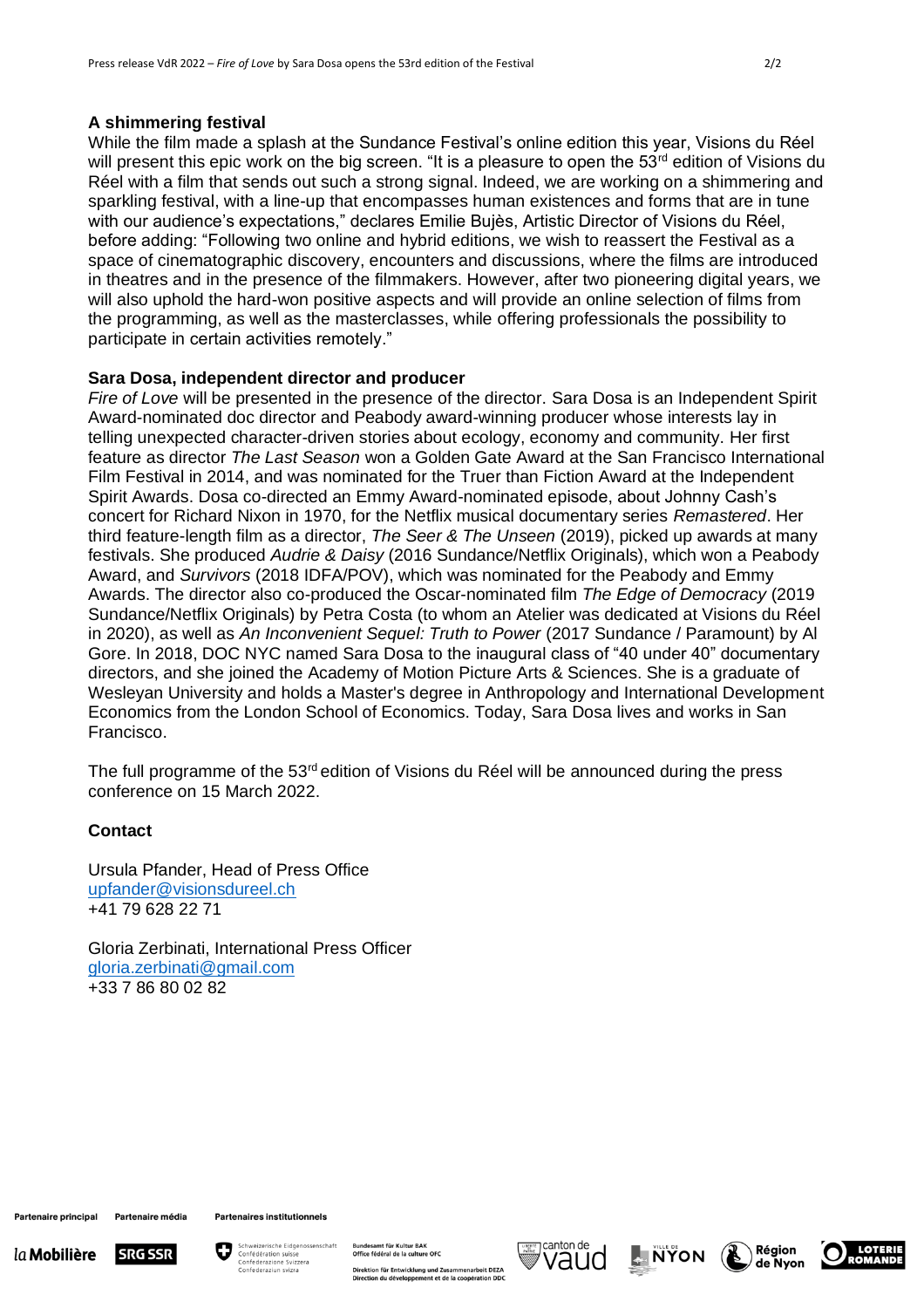**A shimmering festival**

While the film made a splash at the Sundance Festival's online edition this year, Visions du Réel will present this epic work on the big screen. "It is a pleasure to open the 53rd edition of Visions du Réel with a film that sends out such a strong signal. Indeed, we are working on a shimmering and sparkling festival, with a line-up that encompasses human existences and forms that are in tune with our audience's expectations," declares Emilie Bujès, Artistic Director of Visions du Réel, before adding: "Following two online and hybrid editions, we wish to reassert the Festival as a space of cinematographic discovery, encounters and discussions, where the films are introduced in theatres and in the presence of the filmmakers. However, after two pioneering digital years, we will also uphold the hard-won positive aspects and will provide an online selection of films from the programming, as well as the masterclasses, while offering professionals the possibility to participate in certain activities remotely."

**Sara Dosa, independent director and producer**

*Fire of Love* will be presented in the presence of the director. Sara Dosa is an Independent Spirit Award-nominated doc director and Peabody award-winning producer whose interests lay in telling unexpected character-driven stories about ecology, economy and community. Her first feature as director *The Last Season* won a Golden Gate Award at the San Francisco International Film Festival in 2014, and was nominated for the Truer than Fiction Award at the Independent Spirit Awards. Dosa co-directed an Emmy Award-nominated episode, about Johnny Cash's concert for Richard Nixon in 1970, for the Netflix musical documentary series *Remastered*. Her third feature-length film as a director, *The Seer & The Unseen* (2019), picked up awards at many festivals. She produced *Audrie & Daisy* (2016 Sundance/Netflix Originals), which won a Peabody Award, and *Survivors* (2018 IDFA/POV), which was nominated for the Peabody and Emmy Awards. The director also co-produced the Oscar-nominated film *The Edge of Democracy* (2019 Sundance/Netflix Originals) by Petra Costa (to whom an Atelier was dedicated at Visions du Réel in 2020), as well as *An Inconvenient Sequel: Truth to Power* (2017 Sundance / Paramount) by Al Gore. In 2018, DOC NYC named Sara Dosa to the inaugural class of "40 under 40" documentary directors, and she joined the Academy of Motion Picture Arts & Sciences. She is a graduate of Wesleyan University and holds a Master's degree in Anthropology and International Development Economics from the London School of Economics. Today, Sara Dosa lives and works in San Francisco.

The full programme of the 53rd edition of Visions du Réel will be announced during the press conference on 15 March 2022.

**Contact**

Ursula Pfander, Head of Press Office
upfander@visionsdureel.ch
+41 79 628 22 71

Gloria Zerbinati, International Press Officer
gloria.zerbinati@gmail.com
+33 7 86 80 02 82

Partenaire principal Partenaire média Partenaires institutionnels

la Mobilière SRG SSR Schweizerische Eidgenossenschaft Confédération suisse Confederazione Svizzera Confederaziun svizra Bundesamt für Kultur BAK Office fédéral de la culture OFC Direktion für Entwicklung und Zusammenarbeit DEZA Direction du développement et de la coopération DDC canton de vaud VILLE DE NYON Région de Nyon LOTERIE ROMANDE